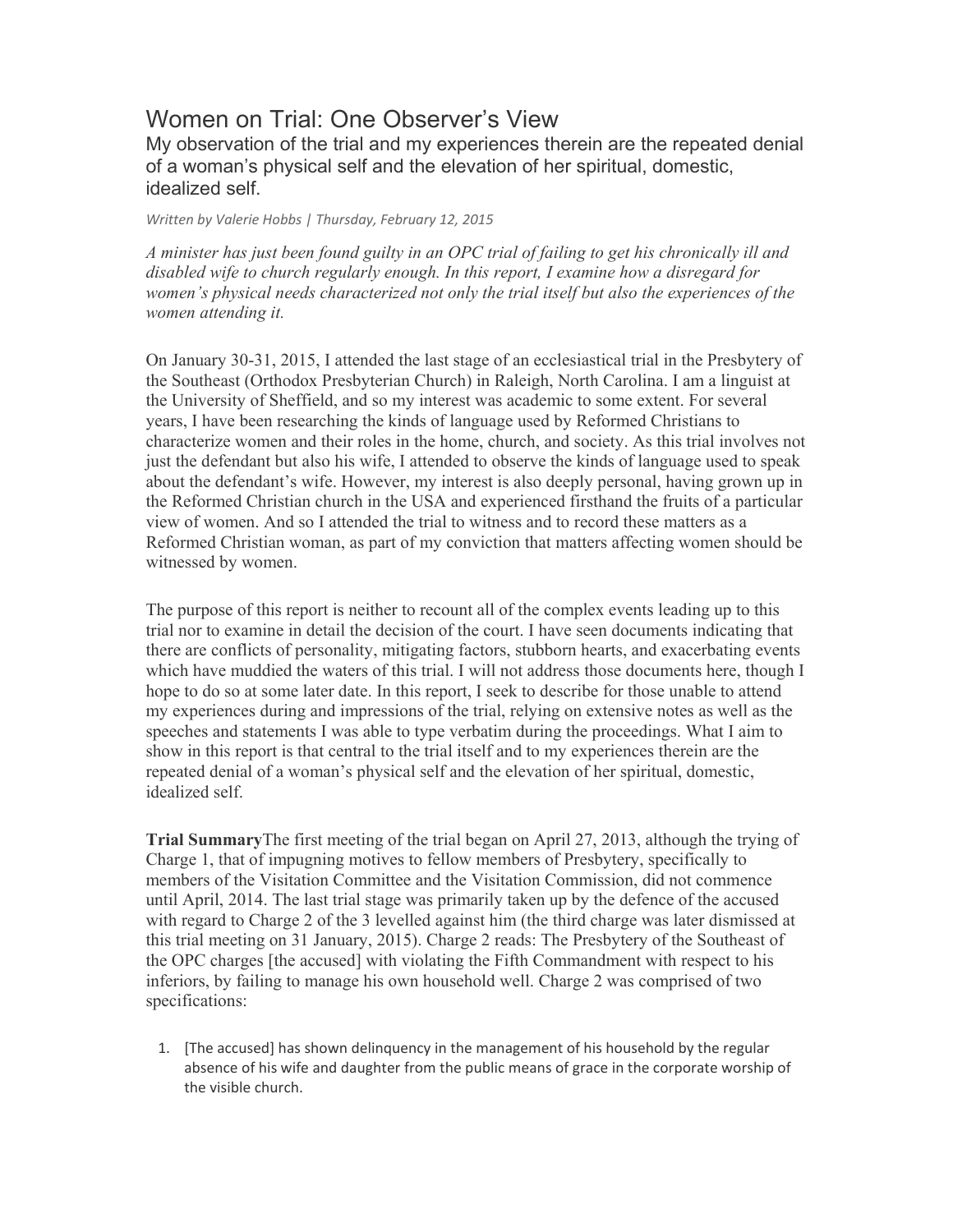# Women on Trial: One Observer's View

## My observation of the trial and my experiences therein are the repeated denial of a woman's physical self and the elevation of her spiritual, domestic, idealized self.

*Written by Valerie Hobbs | Thursday, February 12, 2015*

*A minister has just been found guilty in an OPC trial of failing to get his chronically ill and disabled wife to church regularly enough. In this report, I examine how a disregard for women's physical needs characterized not only the trial itself but also the experiences of the women attending it.*

On January 30-31, 2015, I attended the last stage of an ecclesiastical trial in the Presbytery of the Southeast (Orthodox Presbyterian Church) in Raleigh, North Carolina. I am a linguist at the University of Sheffield, and so my interest was academic to some extent. For several years, I have been researching the kinds of language used by Reformed Christians to characterize women and their roles in the home, church, and society. As this trial involves not just the defendant but also his wife, I attended to observe the kinds of language used to speak about the defendant's wife. However, my interest is also deeply personal, having grown up in the Reformed Christian church in the USA and experienced firsthand the fruits of a particular view of women. And so I attended the trial to witness and to record these matters as a Reformed Christian woman, as part of my conviction that matters affecting women should be witnessed by women.

The purpose of this report is neither to recount all of the complex events leading up to this trial nor to examine in detail the decision of the court. I have seen documents indicating that there are conflicts of personality, mitigating factors, stubborn hearts, and exacerbating events which have muddied the waters of this trial. I will not address those documents here, though I hope to do so at some later date. In this report, I seek to describe for those unable to attend my experiences during and impressions of the trial, relying on extensive notes as well as the speeches and statements I was able to type verbatim during the proceedings. What I aim to show in this report is that central to the trial itself and to my experiences therein are the repeated denial of a woman's physical self and the elevation of her spiritual, domestic, idealized self.

**Trial Summary**The first meeting of the trial began on April 27, 2013, although the trying of Charge 1, that of impugning motives to fellow members of Presbytery, specifically to members of the Visitation Committee and the Visitation Commission, did not commence until April, 2014. The last trial stage was primarily taken up by the defence of the accused with regard to Charge 2 of the 3 levelled against him (the third charge was later dismissed at this trial meeting on 31 January, 2015). Charge 2 reads: The Presbytery of the Southeast of the OPC charges [the accused] with violating the Fifth Commandment with respect to his inferiors, by failing to manage his own household well. Charge 2 was comprised of two specifications:

1. [The accused] has shown delinquency in the management of his household by the regular absence of his wife and daughter from the public means of grace in the corporate worship of the visible church.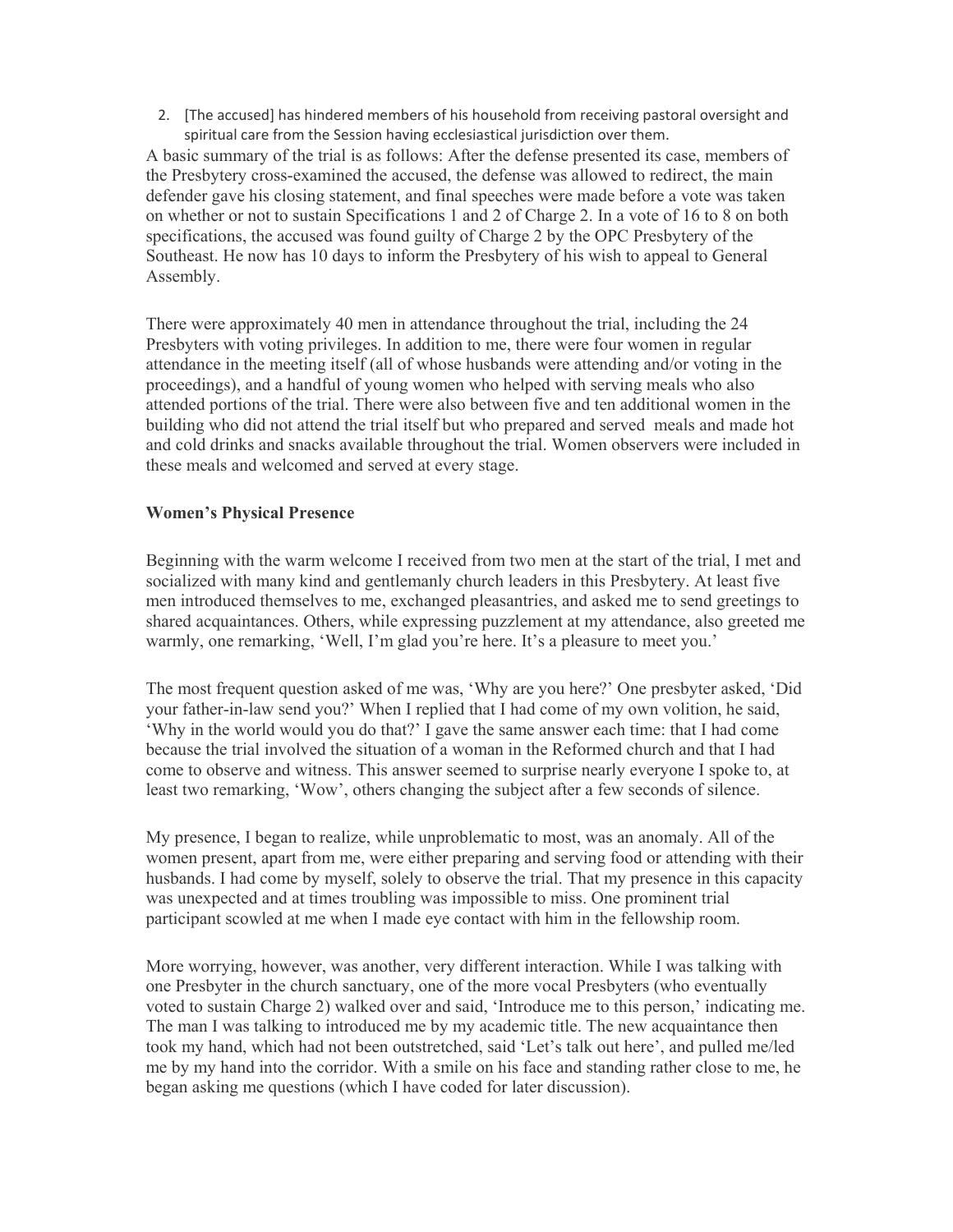2. [The accused] has hindered members of his household from receiving pastoral oversight and spiritual care from the Session having ecclesiastical jurisdiction over them.

A basic summary of the trial is as follows: After the defense presented its case, members of the Presbytery cross-examined the accused, the defense was allowed to redirect, the main defender gave his closing statement, and final speeches were made before a vote was taken on whether or not to sustain Specifications 1 and 2 of Charge 2. In a vote of 16 to 8 on both specifications, the accused was found guilty of Charge 2 by the OPC Presbytery of the Southeast. He now has 10 days to inform the Presbytery of his wish to appeal to General Assembly.

There were approximately 40 men in attendance throughout the trial, including the 24 Presbyters with voting privileges. In addition to me, there were four women in regular attendance in the meeting itself (all of whose husbands were attending and/or voting in the proceedings), and a handful of young women who helped with serving meals who also attended portions of the trial. There were also between five and ten additional women in the building who did not attend the trial itself but who prepared and served meals and made hot and cold drinks and snacks available throughout the trial. Women observers were included in these meals and welcomed and served at every stage.

**Women's Physical Presence**

Beginning with the warm welcome I received from two men at the start of the trial, I met and socialized with many kind and gentlemanly church leaders in this Presbytery. At least five men introduced themselves to me, exchanged pleasantries, and asked me to send greetings to shared acquaintances. Others, while expressing puzzlement at my attendance, also greeted me warmly, one remarking, 'Well, I'm glad you're here. It's a pleasure to meet you.'

The most frequent question asked of me was, 'Why are you here?' One presbyter asked, 'Did your father-in-law send you?' When I replied that I had come of my own volition, he said, 'Why in the world would you do that?' I gave the same answer each time: that I had come because the trial involved the situation of a woman in the Reformed church and that I had come to observe and witness. This answer seemed to surprise nearly everyone I spoke to, at least two remarking, 'Wow', others changing the subject after a few seconds of silence.

My presence, I began to realize, while unproblematic to most, was an anomaly. All of the women present, apart from me, were either preparing and serving food or attending with their husbands. I had come by myself, solely to observe the trial. That my presence in this capacity was unexpected and at times troubling was impossible to miss. One prominent trial participant scowled at me when I made eye contact with him in the fellowship room.

More worrying, however, was another, very different interaction. While I was talking with one Presbyter in the church sanctuary, one of the more vocal Presbyters (who eventually voted to sustain Charge 2) walked over and said, 'Introduce me to this person,' indicating me. The man I was talking to introduced me by my academic title. The new acquaintance then took my hand, which had not been outstretched, said 'Let's talk out here', and pulled me/led me by my hand into the corridor. With a smile on his face and standing rather close to me, he began asking me questions (which I have coded for later discussion).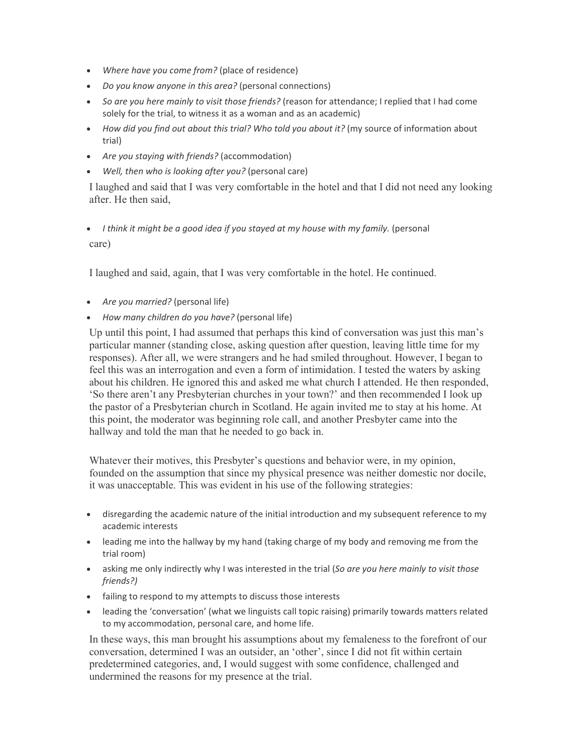- *Where have you come from?* (place of residence)
- *Do you know anyone in this area?* (personal connections)
- *So are you here mainly to visit those friends?* (reason for attendance; I replied that I had come solely for the trial, to witness it as a woman and as an academic)
- *How did you find out about this trial? Who told you about it?* (my source of information about trial)
- *Are you staying with friends?* (accommodation)
- *Well, then who is looking after you?* (personal care)

I laughed and said that I was very comfortable in the hotel and that I did not need any looking after. He then said,

- *I think it might be a good idea if you stayed at my house with my family.* (personal care)

I laughed and said, again, that I was very comfortable in the hotel. He continued.

- *Are you married?* (personal life)
- *How many children do you have?* (personal life)

Up until this point, I had assumed that perhaps this kind of conversation was just this man's particular manner (standing close, asking question after question, leaving little time for my responses). After all, we were strangers and he had smiled throughout. However, I began to feel this was an interrogation and even a form of intimidation. I tested the waters by asking about his children. He ignored this and asked me what church I attended. He then responded, 'So there aren't any Presbyterian churches in your town?' and then recommended I look up the pastor of a Presbyterian church in Scotland. He again invited me to stay at his home. At this point, the moderator was beginning role call, and another Presbyter came into the hallway and told the man that he needed to go back in.

Whatever their motives, this Presbyter's questions and behavior were, in my opinion, founded on the assumption that since my physical presence was neither domestic nor docile, it was unacceptable. This was evident in his use of the following strategies:

- disregarding the academic nature of the initial introduction and my subsequent reference to my academic interests
- leading me into the hallway by my hand (taking charge of my body and removing me from the trial room)
- asking me only indirectly why I was interested in the trial (*So are you here mainly to visit those friends?)*
- failing to respond to my attempts to discuss those interests
- leading the 'conversation' (what we linguists call topic raising) primarily towards matters related to my accommodation, personal care, and home life.

In these ways, this man brought his assumptions about my femaleness to the forefront of our conversation, determined I was an outsider, an 'other', since I did not fit within certain predetermined categories, and, I would suggest with some confidence, challenged and undermined the reasons for my presence at the trial.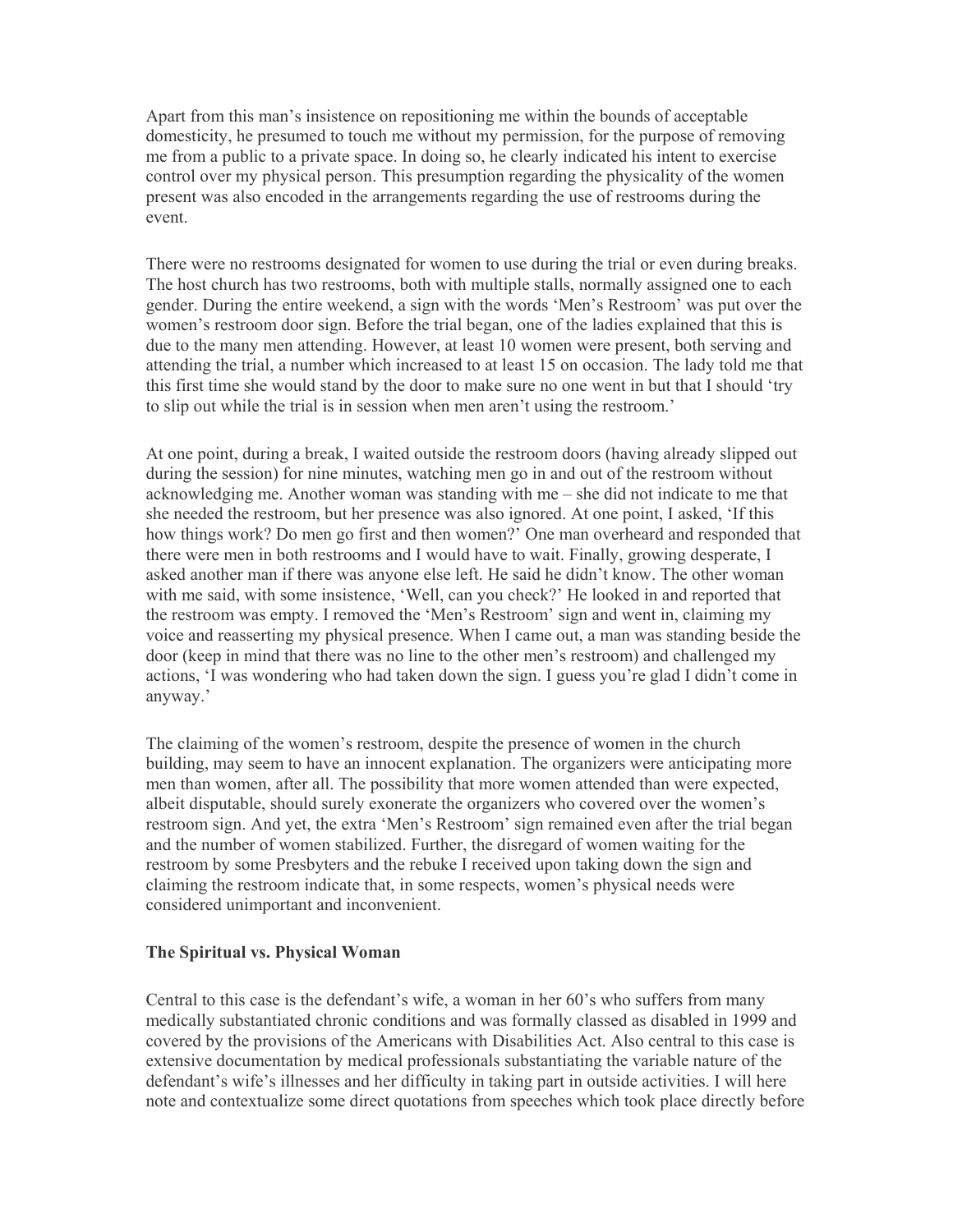Apart from this man's insistence on repositioning me within the bounds of acceptable domesticity, he presumed to touch me without my permission, for the purpose of removing me from a public to a private space. In doing so, he clearly indicated his intent to exercise control over my physical person. This presumption regarding the physicality of the women present was also encoded in the arrangements regarding the use of restrooms during the event.

There were no restrooms designated for women to use during the trial or even during breaks. The host church has two restrooms, both with multiple stalls, normally assigned one to each gender. During the entire weekend, a sign with the words 'Men's Restroom' was put over the women's restroom door sign. Before the trial began, one of the ladies explained that this is due to the many men attending. However, at least 10 women were present, both serving and attending the trial, a number which increased to at least 15 on occasion. The lady told me that this first time she would stand by the door to make sure no one went in but that I should 'try to slip out while the trial is in session when men aren't using the restroom.'

At one point, during a break, I waited outside the restroom doors (having already slipped out during the session) for nine minutes, watching men go in and out of the restroom without acknowledging me. Another woman was standing with me – she did not indicate to me that she needed the restroom, but her presence was also ignored. At one point, I asked, 'If this how things work? Do men go first and then women?' One man overheard and responded that there were men in both restrooms and I would have to wait. Finally, growing desperate, I asked another man if there was anyone else left. He said he didn't know. The other woman with me said, with some insistence, 'Well, can you check?' He looked in and reported that the restroom was empty. I removed the 'Men's Restroom' sign and went in, claiming my voice and reasserting my physical presence. When I came out, a man was standing beside the door (keep in mind that there was no line to the other men's restroom) and challenged my actions, 'I was wondering who had taken down the sign. I guess you're glad I didn't come in anyway.'

The claiming of the women's restroom, despite the presence of women in the church building, may seem to have an innocent explanation. The organizers were anticipating more men than women, after all. The possibility that more women attended than were expected, albeit disputable, should surely exonerate the organizers who covered over the women's restroom sign. And yet, the extra 'Men's Restroom' sign remained even after the trial began and the number of women stabilized. Further, the disregard of women waiting for the restroom by some Presbyters and the rebuke I received upon taking down the sign and claiming the restroom indicate that, in some respects, women's physical needs were considered unimportant and inconvenient.

**The Spiritual vs. Physical Woman**

Central to this case is the defendant's wife, a woman in her 60's who suffers from many medically substantiated chronic conditions and was formally classed as disabled in 1999 and covered by the provisions of the Americans with Disabilities Act. Also central to this case is extensive documentation by medical professionals substantiating the variable nature of the defendant's wife's illnesses and her difficulty in taking part in outside activities. I will here note and contextualize some direct quotations from speeches which took place directly before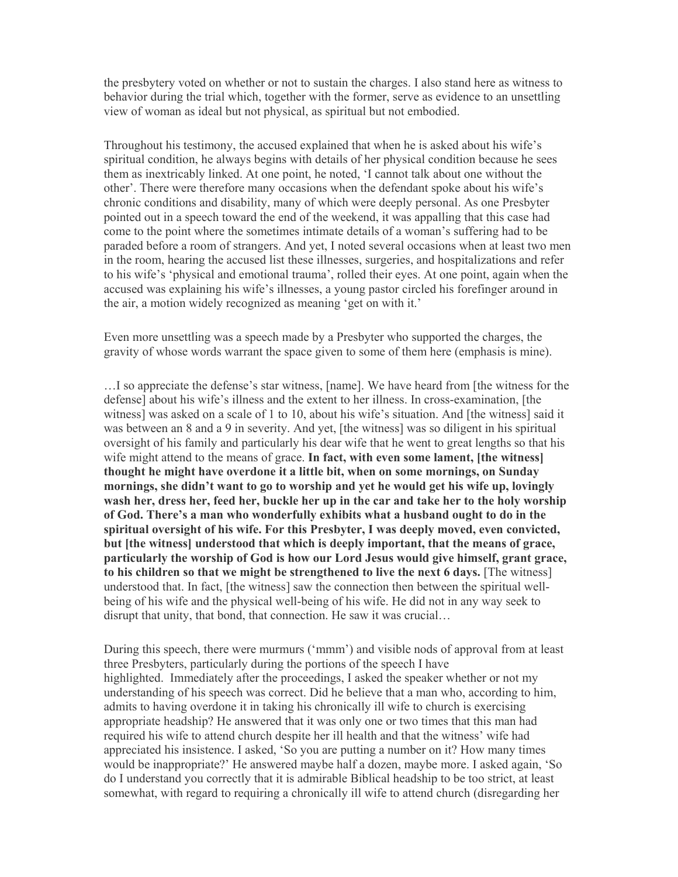the presbytery voted on whether or not to sustain the charges. I also stand here as witness to behavior during the trial which, together with the former, serve as evidence to an unsettling view of woman as ideal but not physical, as spiritual but not embodied.

Throughout his testimony, the accused explained that when he is asked about his wife's spiritual condition, he always begins with details of her physical condition because he sees them as inextricably linked. At one point, he noted, 'I cannot talk about one without the other'. There were therefore many occasions when the defendant spoke about his wife's chronic conditions and disability, many of which were deeply personal. As one Presbyter pointed out in a speech toward the end of the weekend, it was appalling that this case had come to the point where the sometimes intimate details of a woman's suffering had to be paraded before a room of strangers. And yet, I noted several occasions when at least two men in the room, hearing the accused list these illnesses, surgeries, and hospitalizations and refer to his wife's 'physical and emotional trauma', rolled their eyes. At one point, again when the accused was explaining his wife's illnesses, a young pastor circled his forefinger around in the air, a motion widely recognized as meaning 'get on with it.'

Even more unsettling was a speech made by a Presbyter who supported the charges, the gravity of whose words warrant the space given to some of them here (emphasis is mine).

…I so appreciate the defense's star witness, [name]. We have heard from [the witness for the defense] about his wife's illness and the extent to her illness. In cross-examination, [the witness] was asked on a scale of 1 to 10, about his wife's situation. And [the witness] said it was between an 8 and a 9 in severity. And yet, [the witness] was so diligent in his spiritual oversight of his family and particularly his dear wife that he went to great lengths so that his wife might attend to the means of grace. **In fact, with even some lament, [the witness] thought he might have overdone it a little bit, when on some mornings, on Sunday mornings, she didn't want to go to worship and yet he would get his wife up, lovingly wash her, dress her, feed her, buckle her up in the car and take her to the holy worship of God. There's a man who wonderfully exhibits what a husband ought to do in the spiritual oversight of his wife. For this Presbyter, I was deeply moved, even convicted, but [the witness] understood that which is deeply important, that the means of grace, particularly the worship of God is how our Lord Jesus would give himself, grant grace, to his children so that we might be strengthened to live the next 6 days.** [The witness] understood that. In fact, [the witness] saw the connection then between the spiritual well-being of his wife and the physical well-being of his wife. He did not in any way seek to disrupt that unity, that bond, that connection. He saw it was crucial…

During this speech, there were murmurs ('mmm') and visible nods of approval from at least three Presbyters, particularly during the portions of the speech I have highlighted. Immediately after the proceedings, I asked the speaker whether or not my understanding of his speech was correct. Did he believe that a man who, according to him, admits to having overdone it in taking his chronically ill wife to church is exercising appropriate headship? He answered that it was only one or two times that this man had required his wife to attend church despite her ill health and that the witness' wife had appreciated his insistence. I asked, 'So you are putting a number on it? How many times would be inappropriate?' He answered maybe half a dozen, maybe more. I asked again, 'So do I understand you correctly that it is admirable Biblical headship to be too strict, at least somewhat, with regard to requiring a chronically ill wife to attend church (disregarding her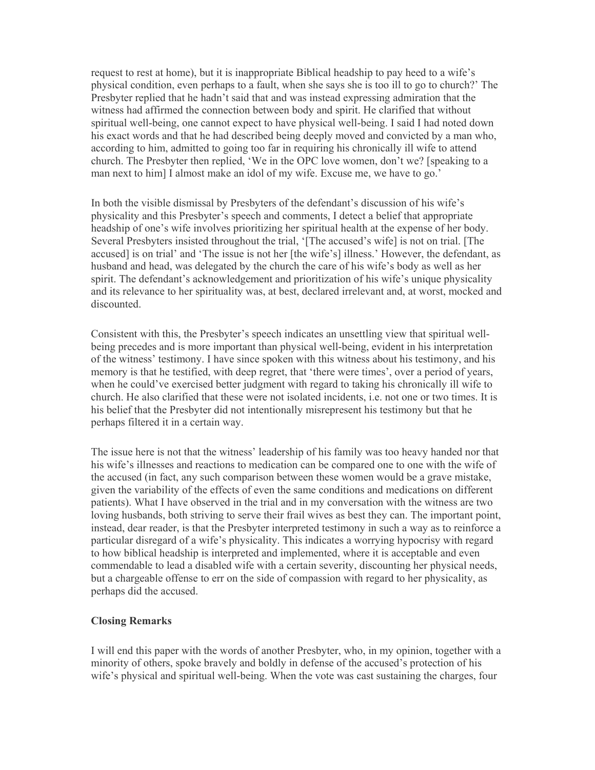request to rest at home), but it is inappropriate Biblical headship to pay heed to a wife's physical condition, even perhaps to a fault, when she says she is too ill to go to church?' The Presbyter replied that he hadn't said that and was instead expressing admiration that the witness had affirmed the connection between body and spirit. He clarified that without spiritual well-being, one cannot expect to have physical well-being. I said I had noted down his exact words and that he had described being deeply moved and convicted by a man who, according to him, admitted to going too far in requiring his chronically ill wife to attend church. The Presbyter then replied, 'We in the OPC love women, don't we? [speaking to a man next to him] I almost make an idol of my wife. Excuse me, we have to go.'

In both the visible dismissal by Presbyters of the defendant's discussion of his wife's physicality and this Presbyter's speech and comments, I detect a belief that appropriate headship of one's wife involves prioritizing her spiritual health at the expense of her body. Several Presbyters insisted throughout the trial, '[The accused's wife] is not on trial. [The accused] is on trial' and 'The issue is not her [the wife's] illness.' However, the defendant, as husband and head, was delegated by the church the care of his wife's body as well as her spirit. The defendant's acknowledgement and prioritization of his wife's unique physicality and its relevance to her spirituality was, at best, declared irrelevant and, at worst, mocked and discounted.

Consistent with this, the Presbyter's speech indicates an unsettling view that spiritual well-being precedes and is more important than physical well-being, evident in his interpretation of the witness' testimony. I have since spoken with this witness about his testimony, and his memory is that he testified, with deep regret, that 'there were times', over a period of years, when he could've exercised better judgment with regard to taking his chronically ill wife to church. He also clarified that these were not isolated incidents, i.e. not one or two times. It is his belief that the Presbyter did not intentionally misrepresent his testimony but that he perhaps filtered it in a certain way.

The issue here is not that the witness' leadership of his family was too heavy handed nor that his wife's illnesses and reactions to medication can be compared one to one with the wife of the accused (in fact, any such comparison between these women would be a grave mistake, given the variability of the effects of even the same conditions and medications on different patients). What I have observed in the trial and in my conversation with the witness are two loving husbands, both striving to serve their frail wives as best they can. The important point, instead, dear reader, is that the Presbyter interpreted testimony in such a way as to reinforce a particular disregard of a wife's physicality. This indicates a worrying hypocrisy with regard to how biblical headship is interpreted and implemented, where it is acceptable and even commendable to lead a disabled wife with a certain severity, discounting her physical needs, but a chargeable offense to err on the side of compassion with regard to her physicality, as perhaps did the accused.

**Closing Remarks**

I will end this paper with the words of another Presbyter, who, in my opinion, together with a minority of others, spoke bravely and boldly in defense of the accused's protection of his wife's physical and spiritual well-being. When the vote was cast sustaining the charges, four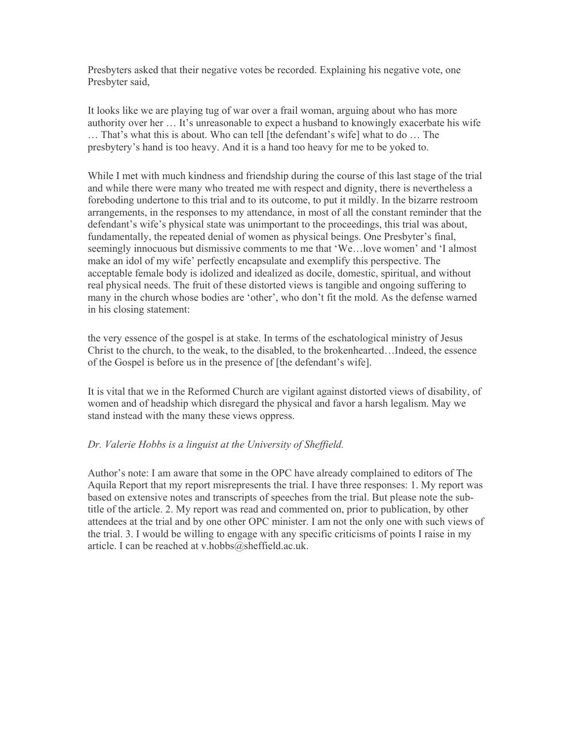Presbyters asked that their negative votes be recorded. Explaining his negative vote, one Presbyter said,

It looks like we are playing tug of war over a frail woman, arguing about who has more authority over her … It's unreasonable to expect a husband to knowingly exacerbate his wife … That's what this is about. Who can tell [the defendant's wife] what to do … The presbytery's hand is too heavy. And it is a hand too heavy for me to be yoked to.

While I met with much kindness and friendship during the course of this last stage of the trial and while there were many who treated me with respect and dignity, there is nevertheless a foreboding undertone to this trial and to its outcome, to put it mildly. In the bizarre restroom arrangements, in the responses to my attendance, in most of all the constant reminder that the defendant's wife's physical state was unimportant to the proceedings, this trial was about, fundamentally, the repeated denial of women as physical beings. One Presbyter's final, seemingly innocuous but dismissive comments to me that 'We…love women' and 'I almost make an idol of my wife' perfectly encapsulate and exemplify this perspective. The acceptable female body is idolized and idealized as docile, domestic, spiritual, and without real physical needs. The fruit of these distorted views is tangible and ongoing suffering to many in the church whose bodies are 'other', who don't fit the mold. As the defense warned in his closing statement:

the very essence of the gospel is at stake. In terms of the eschatological ministry of Jesus Christ to the church, to the weak, to the disabled, to the brokenhearted…Indeed, the essence of the Gospel is before us in the presence of [the defendant's wife].

It is vital that we in the Reformed Church are vigilant against distorted views of disability, of women and of headship which disregard the physical and favor a harsh legalism. May we stand instead with the many these views oppress.

*Dr. Valerie Hobbs is a linguist at the University of Sheffield.*

Author's note: I am aware that some in the OPC have already complained to editors of The Aquila Report that my report misrepresents the trial. I have three responses: 1. My report was based on extensive notes and transcripts of speeches from the trial. But please note the sub-title of the article. 2. My report was read and commented on, prior to publication, by other attendees at the trial and by one other OPC minister. I am not the only one with such views of the trial. 3. I would be willing to engage with any specific criticisms of points I raise in my article. I can be reached at v.hobbs@sheffield.ac.uk.